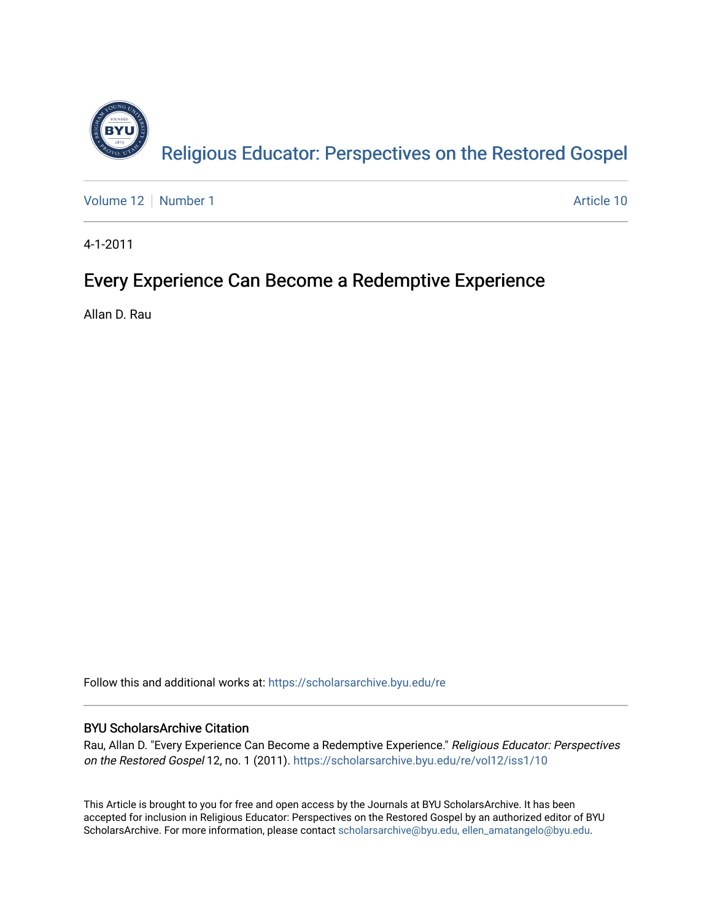Religious Educator: Perspectives on the Restored Gospel

Volume 12 | Number 1 | Article 10

4-1-2011

# Every Experience Can Become a Redemptive Experience

Allan D. Rau

Follow this and additional works at: https://scholarsarchive.byu.edu/re

## BYU ScholarsArchive Citation

Rau, Allan D. "Every Experience Can Become a Redemptive Experience." *Religious Educator: Perspectives on the Restored Gospel* 12, no. 1 (2011). https://scholarsarchive.byu.edu/re/vol12/iss1/10

This Article is brought to you for free and open access by the Journals at BYU ScholarsArchive. It has been accepted for inclusion in Religious Educator: Perspectives on the Restored Gospel by an authorized editor of BYU ScholarsArchive. For more information, please contact scholarsarchive@byu.edu, ellen_amatangelo@byu.edu.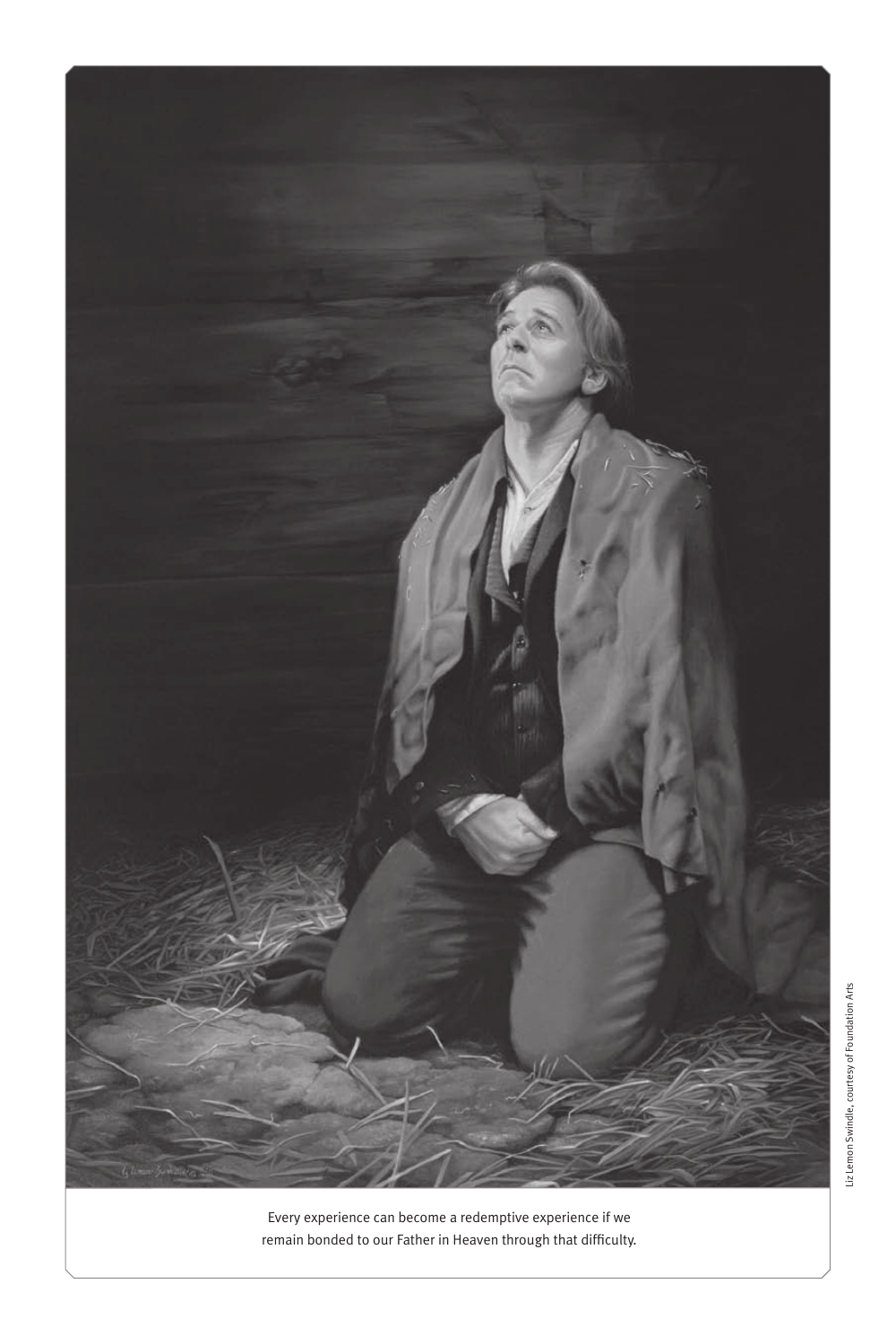Every experience can become a redemptive experience if we remain bonded to our Father in Heaven through that difficulty.

Liz Lemon Swindle, courtesy of Foundation Arts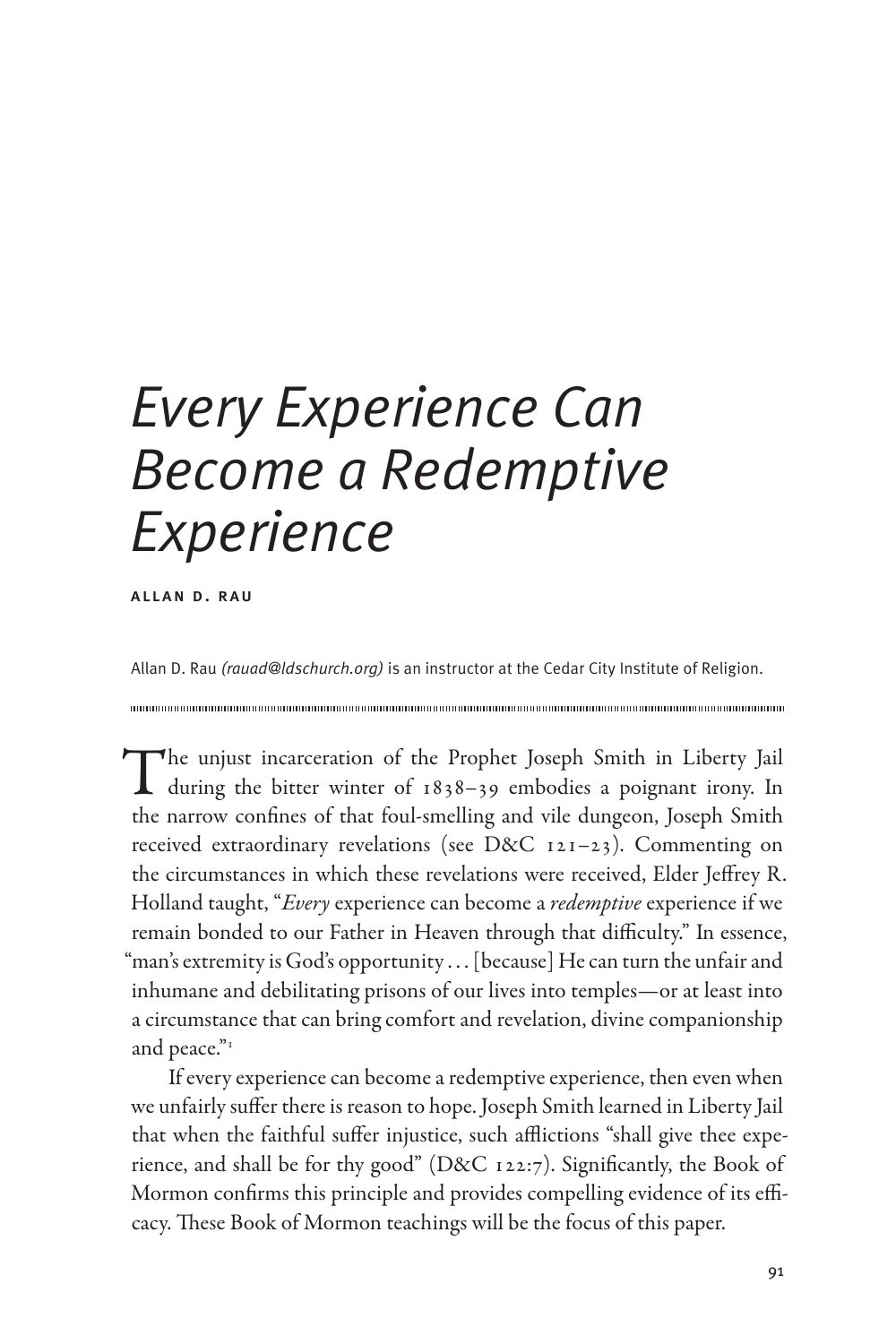# Every Experience Can Become a Redemptive Experience

**ALLAN D. RAU**

Allan D. Rau *(rauad@ldschurch.org)* is an instructor at the Cedar City Institute of Religion.

The unjust incarceration of the Prophet Joseph Smith in Liberty Jail during the bitter winter of 1838–39 embodies a poignant irony. In the narrow confines of that foul-smelling and vile dungeon, Joseph Smith received extraordinary revelations (see D&C 121–23). Commenting on the circumstances in which these revelations were received, Elder Jeffrey R. Holland taught, "*Every* experience can become a *redemptive* experience if we remain bonded to our Father in Heaven through that difficulty." In essence, "man's extremity is God's opportunity . . . [because] He can turn the unfair and inhumane and debilitating prisons of our lives into temples—or at least into a circumstance that can bring comfort and revelation, divine companionship and peace."[1]

If every experience can become a redemptive experience, then even when we unfairly suffer there is reason to hope. Joseph Smith learned in Liberty Jail that when the faithful suffer injustice, such afflictions "shall give thee experience, and shall be for thy good" (D&C 122:7). Significantly, the Book of Mormon confirms this principle and provides compelling evidence of its efficacy. These Book of Mormon teachings will be the focus of this paper.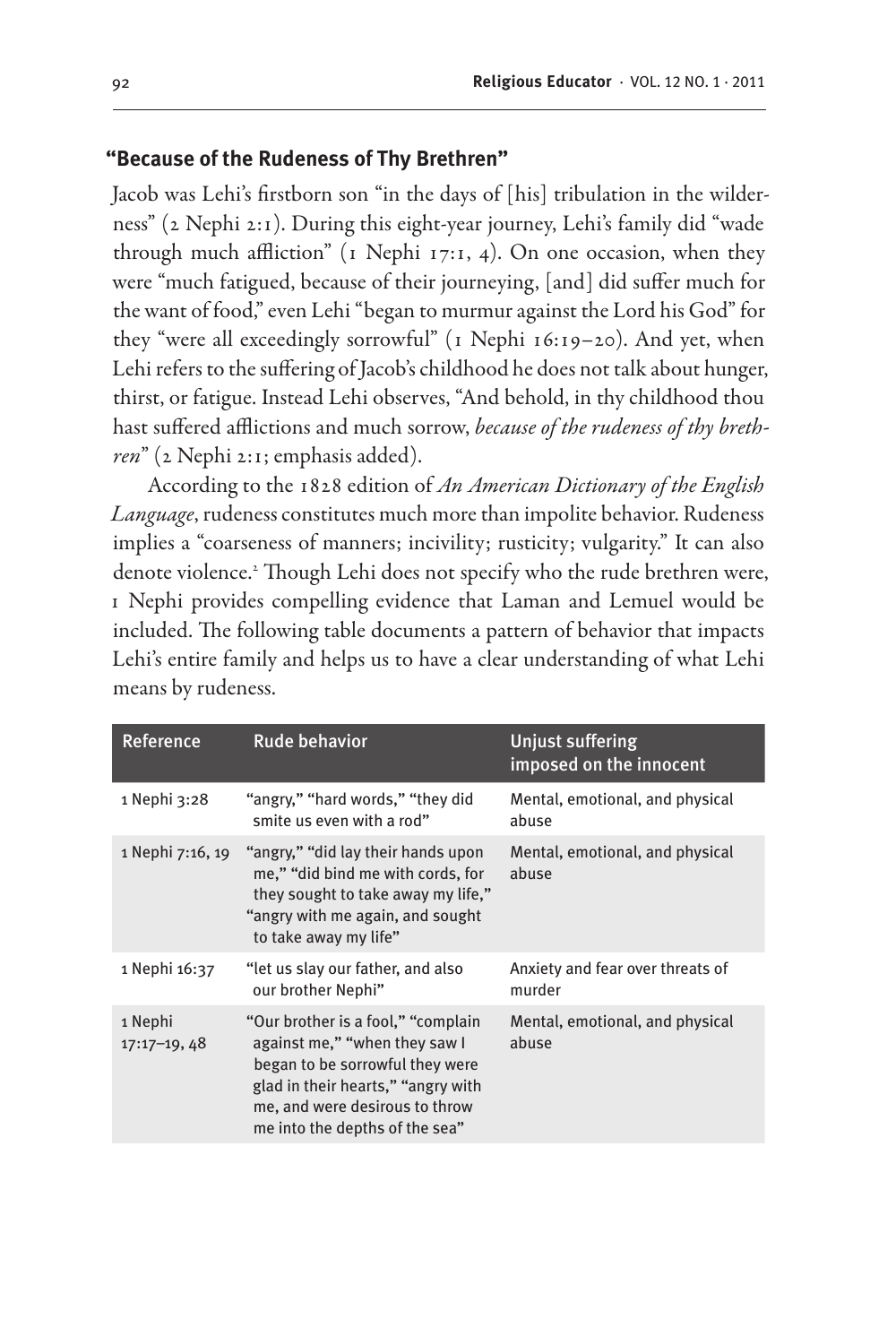## "Because of the Rudeness of Thy Brethren"

Jacob was Lehi's firstborn son "in the days of [his] tribulation in the wilderness" (2 Nephi 2:1). During this eight-year journey, Lehi's family did "wade through much affliction" (1 Nephi 17:1, 4). On one occasion, when they were "much fatigued, because of their journeying, [and] did suffer much for the want of food," even Lehi "began to murmur against the Lord his God" for they "were all exceedingly sorrowful" (1 Nephi 16:19–20). And yet, when Lehi refers to the suffering of Jacob's childhood he does not talk about hunger, thirst, or fatigue. Instead Lehi observes, "And behold, in thy childhood thou hast suffered afflictions and much sorrow, *because of the rudeness of thy brethren*" (2 Nephi 2:1; emphasis added).

According to the 1828 edition of *An American Dictionary of the English Language*, rudeness constitutes much more than impolite behavior. Rudeness implies a "coarseness of manners; incivility; rusticity; vulgarity." It can also denote violence.[2] Though Lehi does not specify who the rude brethren were, 1 Nephi provides compelling evidence that Laman and Lemuel would be included. The following table documents a pattern of behavior that impacts Lehi's entire family and helps us to have a clear understanding of what Lehi means by rudeness.

| Reference | Rude behavior | Unjust suffering imposed on the innocent |
|---|---|---|
| 1 Nephi 3:28 | "angry," "hard words," "they did smite us even with a rod" | Mental, emotional, and physical abuse |
| 1 Nephi 7:16, 19 | "angry," "did lay their hands upon me," "did bind me with cords, for they sought to take away my life," "angry with me again, and sought to take away my life" | Mental, emotional, and physical abuse |
| 1 Nephi 16:37 | "let us slay our father, and also our brother Nephi" | Anxiety and fear over threats of murder |
| 1 Nephi 17:17–19, 48 | "Our brother is a fool," "complain against me," "when they saw I began to be sorrowful they were glad in their hearts," "angry with me, and were desirous to throw me into the depths of the sea" | Mental, emotional, and physical abuse |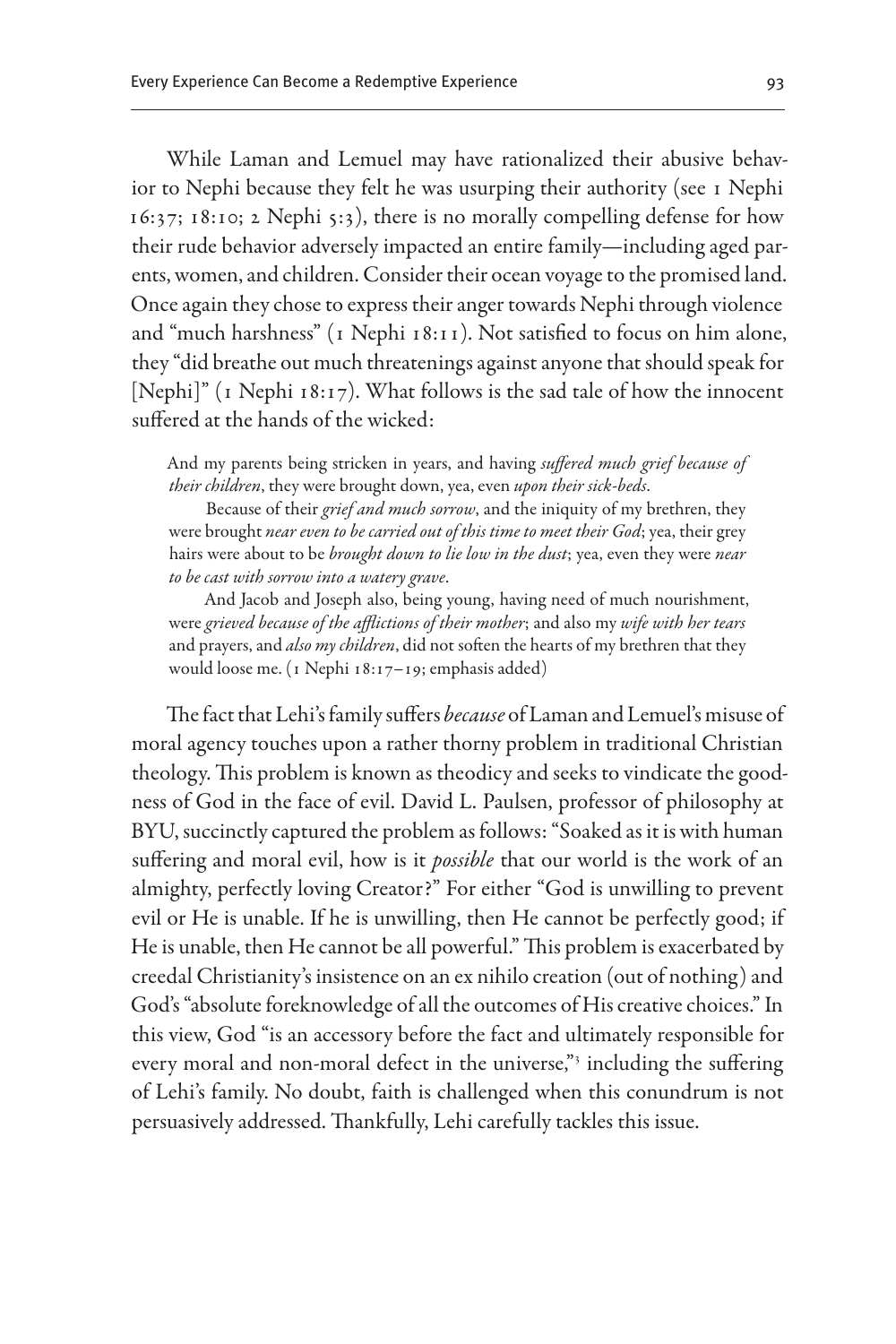While Laman and Lemuel may have rationalized their abusive behavior to Nephi because they felt he was usurping their authority (see 1 Nephi 16:37; 18:10; 2 Nephi 5:3), there is no morally compelling defense for how their rude behavior adversely impacted an entire family—including aged parents, women, and children. Consider their ocean voyage to the promised land. Once again they chose to express their anger towards Nephi through violence and "much harshness" (1 Nephi 18:11). Not satisfied to focus on him alone, they "did breathe out much threatenings against anyone that should speak for [Nephi]" (1 Nephi 18:17). What follows is the sad tale of how the innocent suffered at the hands of the wicked:

> And my parents being stricken in years, and having *suffered much grief because of their children*, they were brought down, yea, even *upon their sick-beds*.
>
> Because of their *grief and much sorrow*, and the iniquity of my brethren, they were brought *near even to be carried out of this time to meet their God*; yea, their grey hairs were about to be *brought down to lie low in the dust*; yea, even they were *near to be cast with sorrow into a watery grave*.
>
> And Jacob and Joseph also, being young, having need of much nourishment, were *grieved because of the afflictions of their mother*; and also my *wife with her tears* and prayers, and *also my children*, did not soften the hearts of my brethren that they would loose me. (1 Nephi 18:17–19; emphasis added)

The fact that Lehi's family suffers *because* of Laman and Lemuel's misuse of moral agency touches upon a rather thorny problem in traditional Christian theology. This problem is known as theodicy and seeks to vindicate the goodness of God in the face of evil. David L. Paulsen, professor of philosophy at BYU, succinctly captured the problem as follows: "Soaked as it is with human suffering and moral evil, how is it *possible* that our world is the work of an almighty, perfectly loving Creator?" For either "God is unwilling to prevent evil or He is unable. If he is unwilling, then He cannot be perfectly good; if He is unable, then He cannot be all powerful." This problem is exacerbated by creedal Christianity's insistence on an ex nihilo creation (out of nothing) and God's "absolute foreknowledge of all the outcomes of His creative choices." In this view, God "is an accessory before the fact and ultimately responsible for every moral and non-moral defect in the universe,"[3] including the suffering of Lehi's family. No doubt, faith is challenged when this conundrum is not persuasively addressed. Thankfully, Lehi carefully tackles this issue.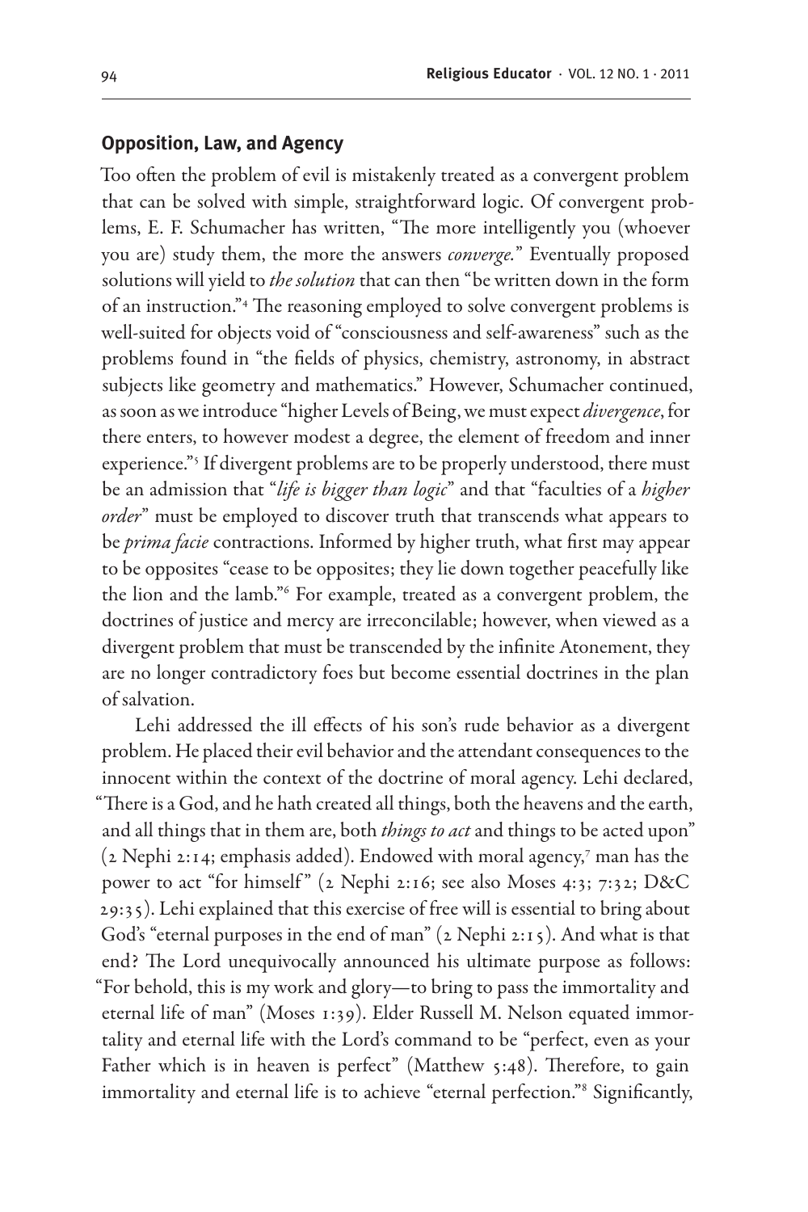## Opposition, Law, and Agency

Too often the problem of evil is mistakenly treated as a convergent problem that can be solved with simple, straightforward logic. Of convergent problems, E. F. Schumacher has written, "The more intelligently you (whoever you are) study them, the more the answers *converge*." Eventually proposed solutions will yield to *the solution* that can then "be written down in the form of an instruction."[4] The reasoning employed to solve convergent problems is well-suited for objects void of "consciousness and self-awareness" such as the problems found in "the fields of physics, chemistry, astronomy, in abstract subjects like geometry and mathematics." However, Schumacher continued, as soon as we introduce "higher Levels of Being, we must expect *divergence*, for there enters, to however modest a degree, the element of freedom and inner experience."[5] If divergent problems are to be properly understood, there must be an admission that "*life is bigger than logic*" and that "faculties of a *higher order*" must be employed to discover truth that transcends what appears to be *prima facie* contractions. Informed by higher truth, what first may appear to be opposites "cease to be opposites; they lie down together peacefully like the lion and the lamb."[6] For example, treated as a convergent problem, the doctrines of justice and mercy are irreconcilable; however, when viewed as a divergent problem that must be transcended by the infinite Atonement, they are no longer contradictory foes but become essential doctrines in the plan of salvation.

Lehi addressed the ill effects of his son's rude behavior as a divergent problem. He placed their evil behavior and the attendant consequences to the innocent within the context of the doctrine of moral agency. Lehi declared, "There is a God, and he hath created all things, both the heavens and the earth, and all things that in them are, both *things to act* and things to be acted upon" (2 Nephi 2:14; emphasis added). Endowed with moral agency,[7] man has the power to act "for himself" (2 Nephi 2:16; see also Moses 4:3; 7:32; D&C 29:35). Lehi explained that this exercise of free will is essential to bring about God's "eternal purposes in the end of man" (2 Nephi 2:15). And what is that end? The Lord unequivocally announced his ultimate purpose as follows: "For behold, this is my work and glory—to bring to pass the immortality and eternal life of man" (Moses 1:39). Elder Russell M. Nelson equated immortality and eternal life with the Lord's command to be "perfect, even as your Father which is in heaven is perfect" (Matthew 5:48). Therefore, to gain immortality and eternal life is to achieve "eternal perfection."[8] Significantly,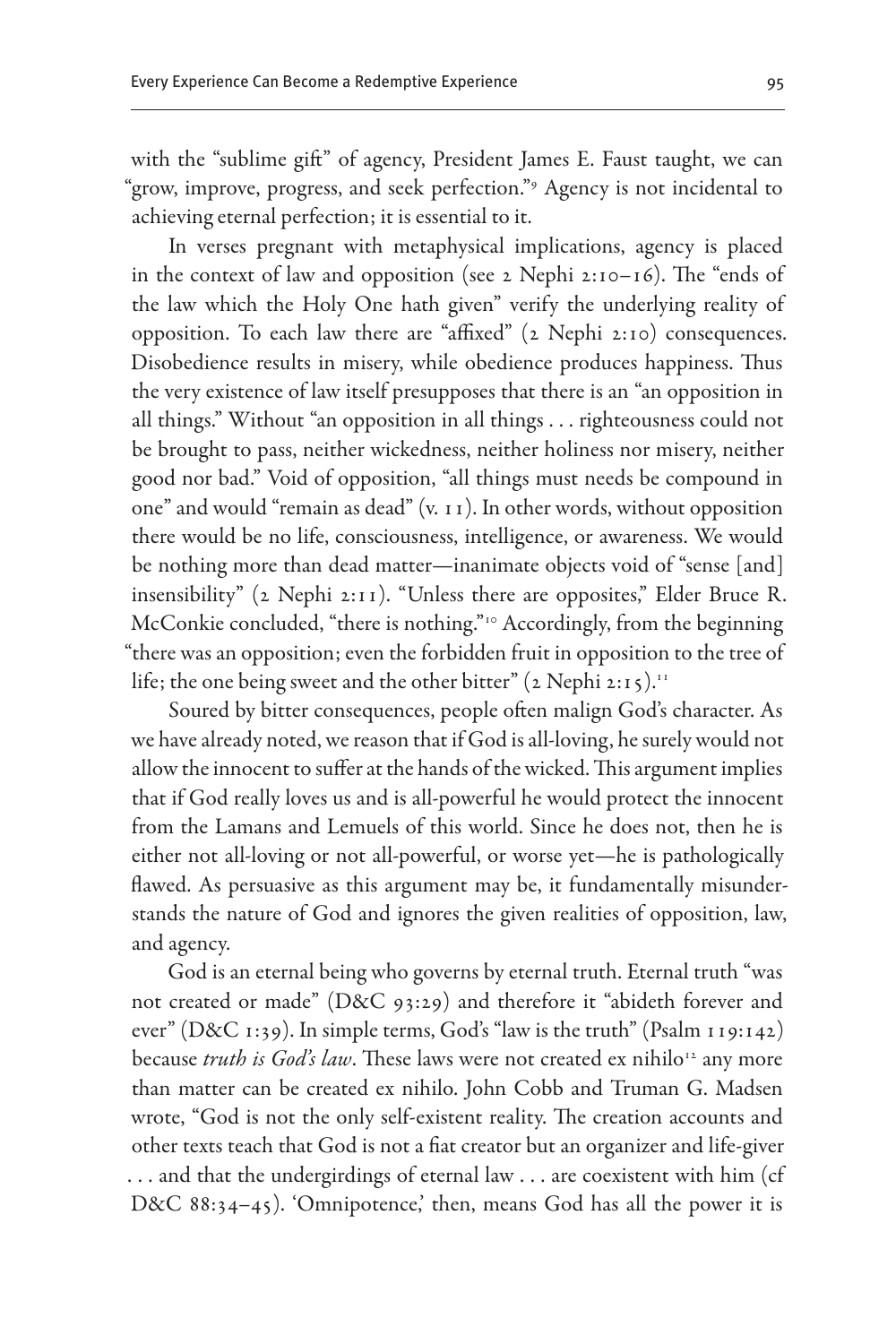with the "sublime gift" of agency, President James E. Faust taught, we can "grow, improve, progress, and seek perfection."[9] Agency is not incidental to achieving eternal perfection; it is essential to it.

In verses pregnant with metaphysical implications, agency is placed in the context of law and opposition (see 2 Nephi 2:10–16). The "ends of the law which the Holy One hath given" verify the underlying reality of opposition. To each law there are "affixed" (2 Nephi 2:10) consequences. Disobedience results in misery, while obedience produces happiness. Thus the very existence of law itself presupposes that there is an "an opposition in all things." Without "an opposition in all things . . . righteousness could not be brought to pass, neither wickedness, neither holiness nor misery, neither good nor bad." Void of opposition, "all things must needs be compound in one" and would "remain as dead" (v. 11). In other words, without opposition there would be no life, consciousness, intelligence, or awareness. We would be nothing more than dead matter—inanimate objects void of "sense [and] insensibility" (2 Nephi 2:11). "Unless there are opposites," Elder Bruce R. McConkie concluded, "there is nothing."[10] Accordingly, from the beginning "there was an opposition; even the forbidden fruit in opposition to the tree of life; the one being sweet and the other bitter" (2 Nephi 2:15).[11]

Soured by bitter consequences, people often malign God's character. As we have already noted, we reason that if God is all-loving, he surely would not allow the innocent to suffer at the hands of the wicked. This argument implies that if God really loves us and is all-powerful he would protect the innocent from the Lamans and Lemuels of this world. Since he does not, then he is either not all-loving or not all-powerful, or worse yet—he is pathologically flawed. As persuasive as this argument may be, it fundamentally misunderstands the nature of God and ignores the given realities of opposition, law, and agency.

God is an eternal being who governs by eternal truth. Eternal truth "was not created or made" (D&C 93:29) and therefore it "abideth forever and ever" (D&C 1:39). In simple terms, God's "law is the truth" (Psalm 119:142) because *truth is God's law*. These laws were not created ex nihilo[12] any more than matter can be created ex nihilo. John Cobb and Truman G. Madsen wrote, "God is not the only self-existent reality. The creation accounts and other texts teach that God is not a fiat creator but an organizer and life-giver . . . and that the undergirdings of eternal law . . . are coexistent with him (cf D&C 88:34–45). 'Omnipotence,' then, means God has all the power it is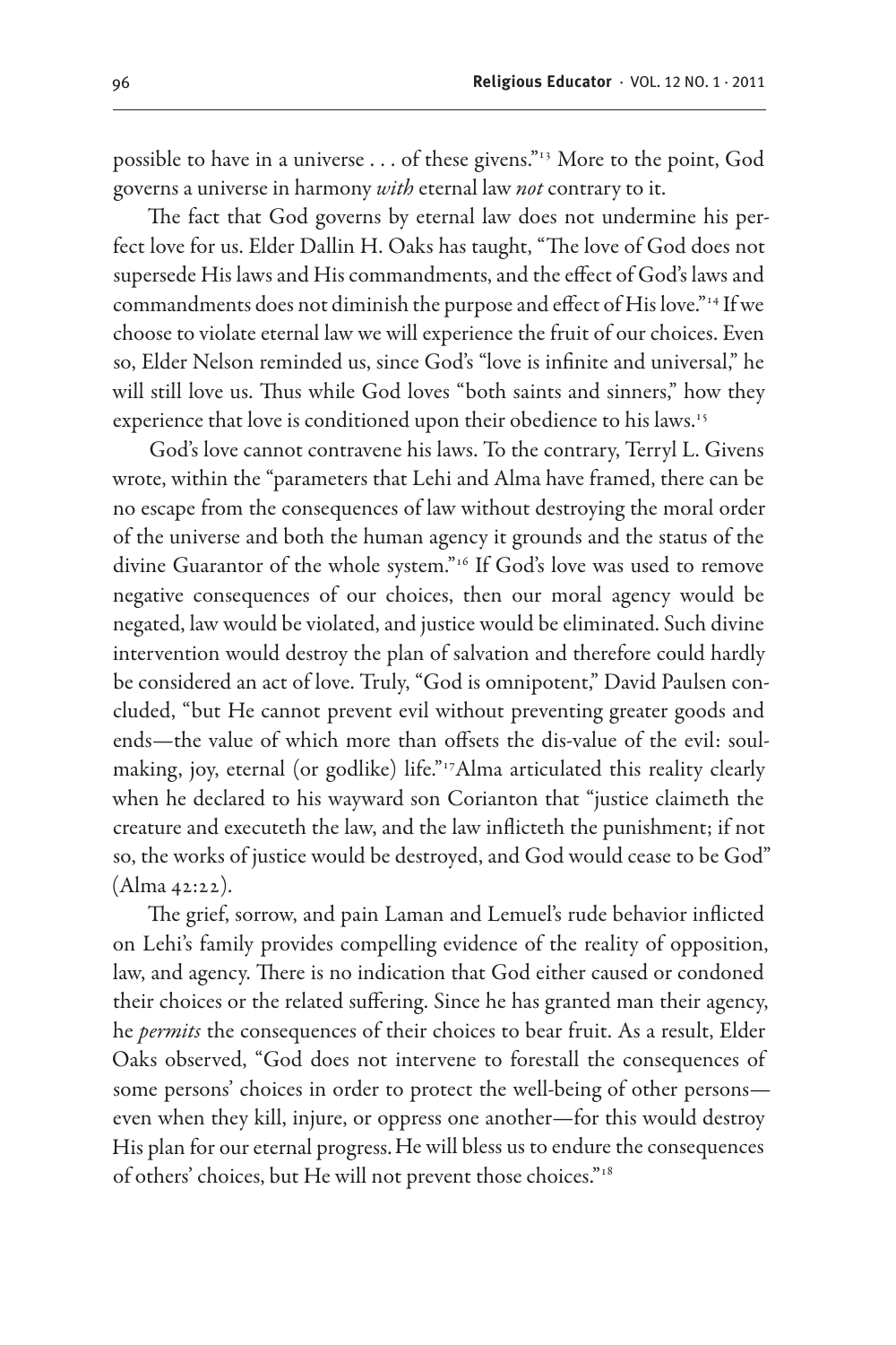possible to have in a universe . . . of these givens."[13] More to the point, God governs a universe in harmony *with* eternal law *not* contrary to it.

The fact that God governs by eternal law does not undermine his perfect love for us. Elder Dallin H. Oaks has taught, "The love of God does not supersede His laws and His commandments, and the effect of God's laws and commandments does not diminish the purpose and effect of His love."[14] If we choose to violate eternal law we will experience the fruit of our choices. Even so, Elder Nelson reminded us, since God's "love is infinite and universal," he will still love us. Thus while God loves "both saints and sinners," how they experience that love is conditioned upon their obedience to his laws.[15]

God's love cannot contravene his laws. To the contrary, Terryl L. Givens wrote, within the "parameters that Lehi and Alma have framed, there can be no escape from the consequences of law without destroying the moral order of the universe and both the human agency it grounds and the status of the divine Guarantor of the whole system."[16] If God's love was used to remove negative consequences of our choices, then our moral agency would be negated, law would be violated, and justice would be eliminated. Such divine intervention would destroy the plan of salvation and therefore could hardly be considered an act of love. Truly, "God is omnipotent," David Paulsen concluded, "but He cannot prevent evil without preventing greater goods and ends—the value of which more than offsets the dis-value of the evil: soul-making, joy, eternal (or godlike) life."[17]Alma articulated this reality clearly when he declared to his wayward son Corianton that "justice claimeth the creature and executeth the law, and the law inflicteth the punishment; if not so, the works of justice would be destroyed, and God would cease to be God" (Alma 42:22).

The grief, sorrow, and pain Laman and Lemuel's rude behavior inflicted on Lehi's family provides compelling evidence of the reality of opposition, law, and agency. There is no indication that God either caused or condoned their choices or the related suffering. Since he has granted man their agency, he *permits* the consequences of their choices to bear fruit. As a result, Elder Oaks observed, "God does not intervene to forestall the consequences of some persons' choices in order to protect the well-being of other persons—even when they kill, injure, or oppress one another—for this would destroy His plan for our eternal progress. He will bless us to endure the consequences of others' choices, but He will not prevent those choices."[18]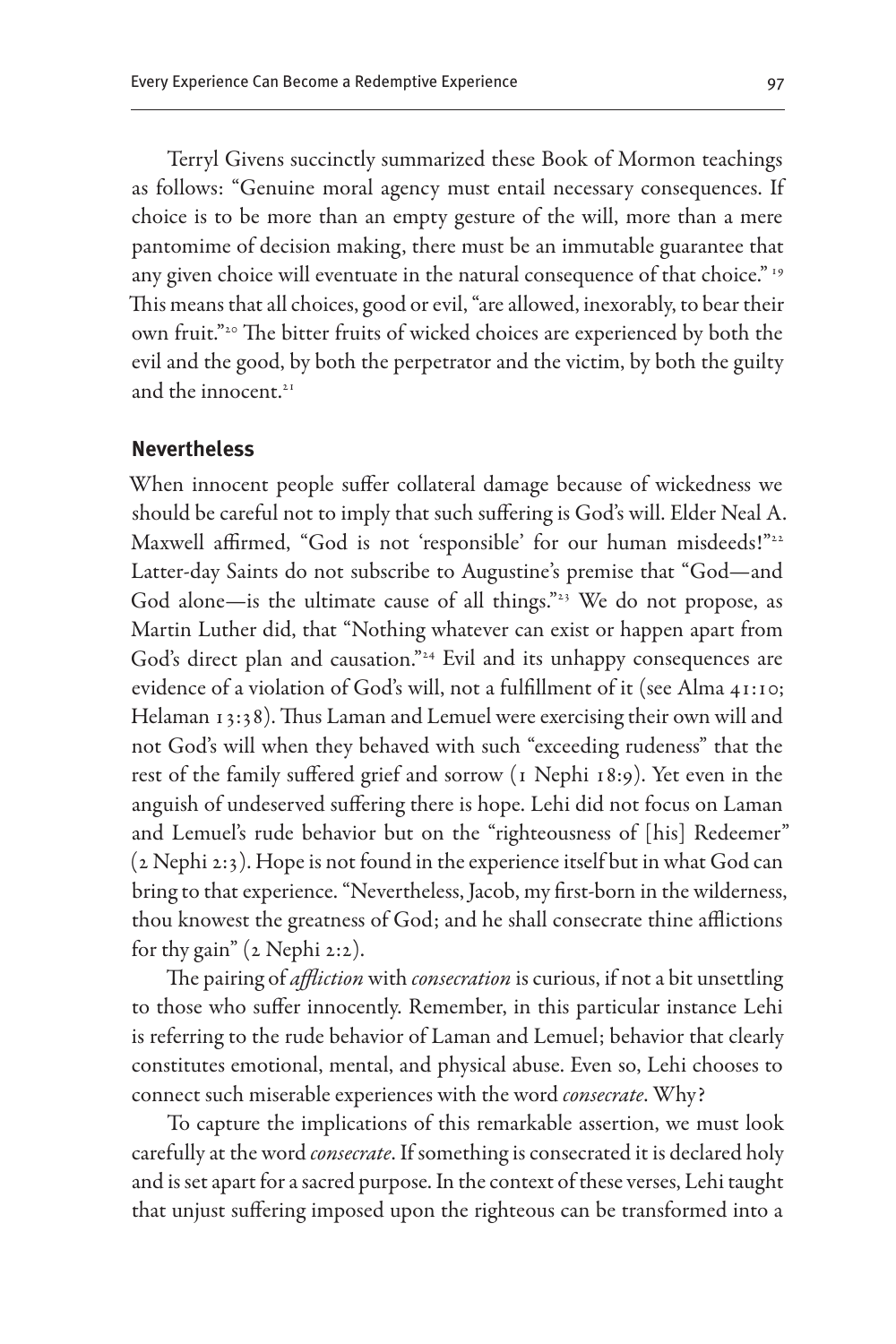Terryl Givens succinctly summarized these Book of Mormon teachings as follows: "Genuine moral agency must entail necessary consequences. If choice is to be more than an empty gesture of the will, more than a mere pantomime of decision making, there must be an immutable guarantee that any given choice will eventuate in the natural consequence of that choice." [19] This means that all choices, good or evil, "are allowed, inexorably, to bear their own fruit."[20] The bitter fruits of wicked choices are experienced by both the evil and the good, by both the perpetrator and the victim, by both the guilty and the innocent.[21]

## Nevertheless

When innocent people suffer collateral damage because of wickedness we should be careful not to imply that such suffering is God's will. Elder Neal A. Maxwell affirmed, "God is not 'responsible' for our human misdeeds!"[22] Latter-day Saints do not subscribe to Augustine's premise that "God—and God alone—is the ultimate cause of all things."[23] We do not propose, as Martin Luther did, that "Nothing whatever can exist or happen apart from God's direct plan and causation."[24] Evil and its unhappy consequences are evidence of a violation of God's will, not a fulfillment of it (see Alma 41:10; Helaman 13:38). Thus Laman and Lemuel were exercising their own will and not God's will when they behaved with such "exceeding rudeness" that the rest of the family suffered grief and sorrow (1 Nephi 18:9). Yet even in the anguish of undeserved suffering there is hope. Lehi did not focus on Laman and Lemuel's rude behavior but on the "righteousness of [his] Redeemer" (2 Nephi 2:3). Hope is not found in the experience itself but in what God can bring to that experience. "Nevertheless, Jacob, my first-born in the wilderness, thou knowest the greatness of God; and he shall consecrate thine afflictions for thy gain" (2 Nephi 2:2).

The pairing of *affliction* with *consecration* is curious, if not a bit unsettling to those who suffer innocently. Remember, in this particular instance Lehi is referring to the rude behavior of Laman and Lemuel; behavior that clearly constitutes emotional, mental, and physical abuse. Even so, Lehi chooses to connect such miserable experiences with the word *consecrate*. Why?

To capture the implications of this remarkable assertion, we must look carefully at the word *consecrate*. If something is consecrated it is declared holy and is set apart for a sacred purpose. In the context of these verses, Lehi taught that unjust suffering imposed upon the righteous can be transformed into a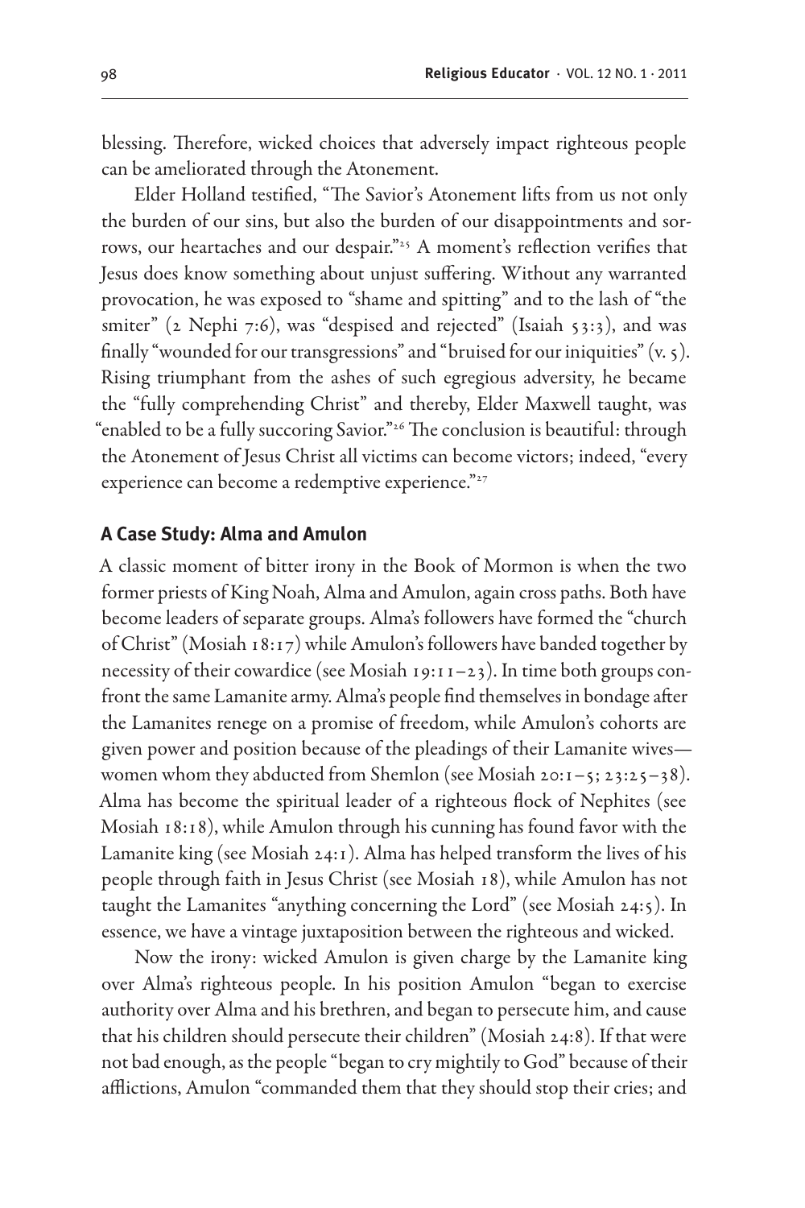blessing. Therefore, wicked choices that adversely impact righteous people can be ameliorated through the Atonement.

Elder Holland testified, "The Savior's Atonement lifts from us not only the burden of our sins, but also the burden of our disappointments and sorrows, our heartaches and our despair."[25] A moment's reflection verifies that Jesus does know something about unjust suffering. Without any warranted provocation, he was exposed to "shame and spitting" and to the lash of "the smiter" (2 Nephi 7:6), was "despised and rejected" (Isaiah 53:3), and was finally "wounded for our transgressions" and "bruised for our iniquities" (v. 5). Rising triumphant from the ashes of such egregious adversity, he became the "fully comprehending Christ" and thereby, Elder Maxwell taught, was "enabled to be a fully succoring Savior."[26] The conclusion is beautiful: through the Atonement of Jesus Christ all victims can become victors; indeed, "every experience can become a redemptive experience."[27]

## A Case Study: Alma and Amulon

A classic moment of bitter irony in the Book of Mormon is when the two former priests of King Noah, Alma and Amulon, again cross paths. Both have become leaders of separate groups. Alma's followers have formed the "church of Christ" (Mosiah 18:17) while Amulon's followers have banded together by necessity of their cowardice (see Mosiah 19:11–23). In time both groups confront the same Lamanite army. Alma's people find themselves in bondage after the Lamanites renege on a promise of freedom, while Amulon's cohorts are given power and position because of the pleadings of their Lamanite wives—women whom they abducted from Shemlon (see Mosiah 20:1–5; 23:25–38). Alma has become the spiritual leader of a righteous flock of Nephites (see Mosiah 18:18), while Amulon through his cunning has found favor with the Lamanite king (see Mosiah 24:1). Alma has helped transform the lives of his people through faith in Jesus Christ (see Mosiah 18), while Amulon has not taught the Lamanites "anything concerning the Lord" (see Mosiah 24:5). In essence, we have a vintage juxtaposition between the righteous and wicked.

Now the irony: wicked Amulon is given charge by the Lamanite king over Alma's righteous people. In his position Amulon "began to exercise authority over Alma and his brethren, and began to persecute him, and cause that his children should persecute their children" (Mosiah 24:8). If that were not bad enough, as the people "began to cry mightily to God" because of their afflictions, Amulon "commanded them that they should stop their cries; and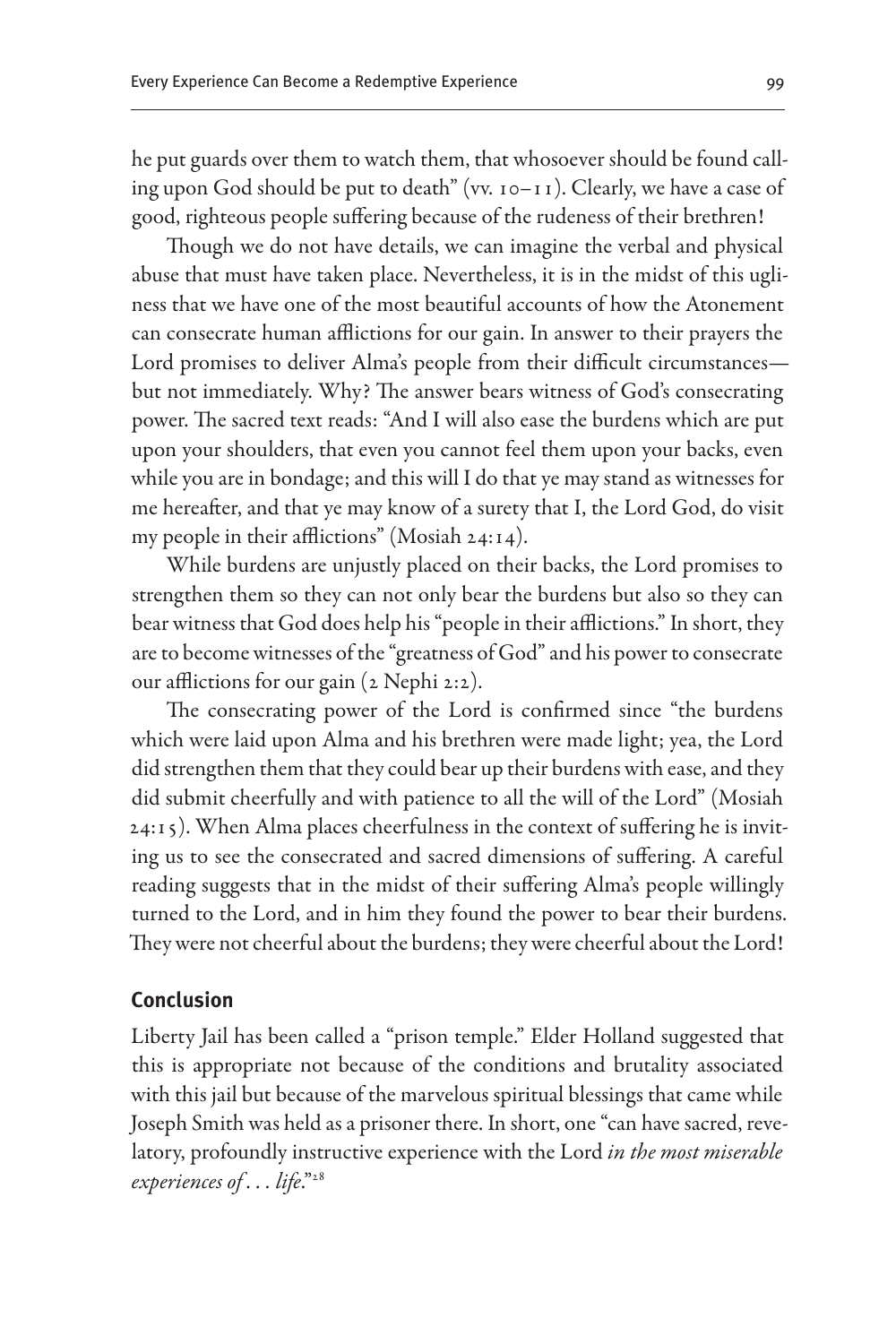he put guards over them to watch them, that whosoever should be found calling upon God should be put to death" (vv. 10–11). Clearly, we have a case of good, righteous people suffering because of the rudeness of their brethren!

Though we do not have details, we can imagine the verbal and physical abuse that must have taken place. Nevertheless, it is in the midst of this ugliness that we have one of the most beautiful accounts of how the Atonement can consecrate human afflictions for our gain. In answer to their prayers the Lord promises to deliver Alma's people from their difficult circumstances—but not immediately. Why? The answer bears witness of God's consecrating power. The sacred text reads: "And I will also ease the burdens which are put upon your shoulders, that even you cannot feel them upon your backs, even while you are in bondage; and this will I do that ye may stand as witnesses for me hereafter, and that ye may know of a surety that I, the Lord God, do visit my people in their afflictions" (Mosiah 24:14).

While burdens are unjustly placed on their backs, the Lord promises to strengthen them so they can not only bear the burdens but also so they can bear witness that God does help his "people in their afflictions." In short, they are to become witnesses of the "greatness of God" and his power to consecrate our afflictions for our gain (2 Nephi 2:2).

The consecrating power of the Lord is confirmed since "the burdens which were laid upon Alma and his brethren were made light; yea, the Lord did strengthen them that they could bear up their burdens with ease, and they did submit cheerfully and with patience to all the will of the Lord" (Mosiah 24:15). When Alma places cheerfulness in the context of suffering he is inviting us to see the consecrated and sacred dimensions of suffering. A careful reading suggests that in the midst of their suffering Alma's people willingly turned to the Lord, and in him they found the power to bear their burdens. They were not cheerful about the burdens; they were cheerful about the Lord!

## Conclusion

Liberty Jail has been called a "prison temple." Elder Holland suggested that this is appropriate not because of the conditions and brutality associated with this jail but because of the marvelous spiritual blessings that came while Joseph Smith was held as a prisoner there. In short, one "can have sacred, revelatory, profoundly instructive experience with the Lord *in the most miserable experiences of . . . life*."[28]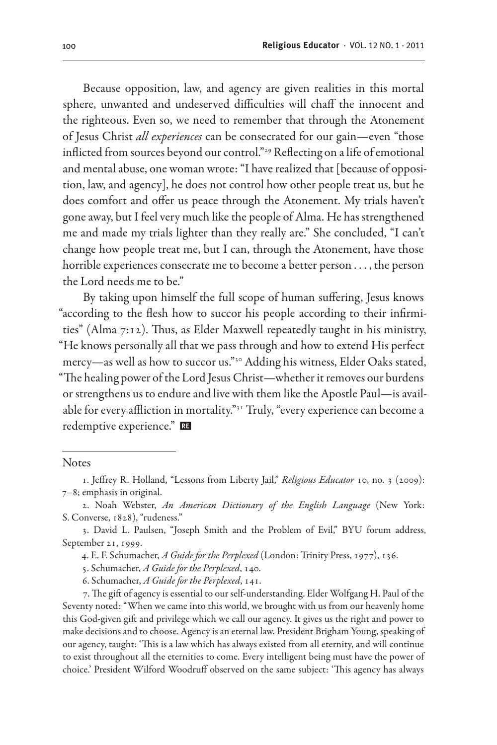Because opposition, law, and agency are given realities in this mortal sphere, unwanted and undeserved difficulties will chaff the innocent and the righteous. Even so, we need to remember that through the Atonement of Jesus Christ *all experiences* can be consecrated for our gain—even "those inflicted from sources beyond our control."[29] Reflecting on a life of emotional and mental abuse, one woman wrote: "I have realized that [because of opposition, law, and agency], he does not control how other people treat us, but he does comfort and offer us peace through the Atonement. My trials haven't gone away, but I feel very much like the people of Alma. He has strengthened me and made my trials lighter than they really are." She concluded, "I can't change how people treat me, but I can, through the Atonement, have those horrible experiences consecrate me to become a better person . . . , the person the Lord needs me to be."

By taking upon himself the full scope of human suffering, Jesus knows "according to the flesh how to succor his people according to their infirmities" (Alma 7:12). Thus, as Elder Maxwell repeatedly taught in his ministry, "He knows personally all that we pass through and how to extend His perfect mercy—as well as how to succor us."[30] Adding his witness, Elder Oaks stated, "The healing power of the Lord Jesus Christ—whether it removes our burdens or strengthens us to endure and live with them like the Apostle Paul—is available for every affliction in mortality."[31] Truly, "every experience can become a redemptive experience." **RE**

Notes

1. Jeffrey R. Holland, "Lessons from Liberty Jail," *Religious Educator* 10, no. 3 (2009): 7–8; emphasis in original.

2. Noah Webster, *An American Dictionary of the English Language* (New York: S. Converse, 1828), "rudeness."

3. David L. Paulsen, "Joseph Smith and the Problem of Evil," BYU forum address, September 21, 1999.

4. E. F. Schumacher, *A Guide for the Perplexed* (London: Trinity Press, 1977), 136.

5. Schumacher, *A Guide for the Perplexed*, 140.

6. Schumacher, *A Guide for the Perplexed*, 141.

7. The gift of agency is essential to our self-understanding. Elder Wolfgang H. Paul of the Seventy noted: "When we came into this world, we brought with us from our heavenly home this God-given gift and privilege which we call our agency. It gives us the right and power to make decisions and to choose. Agency is an eternal law. President Brigham Young, speaking of our agency, taught: 'This is a law which has always existed from all eternity, and will continue to exist throughout all the eternities to come. Every intelligent being must have the power of choice.' President Wilford Woodruff observed on the same subject: 'This agency has always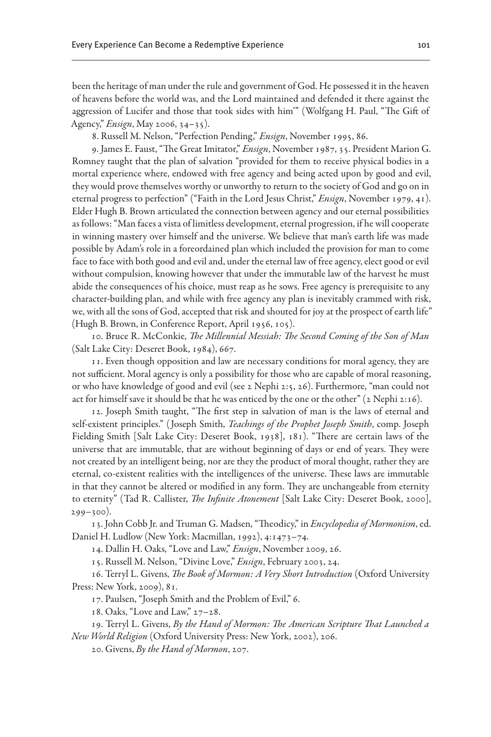been the heritage of man under the rule and government of God. He possessed it in the heaven of heavens before the world was, and the Lord maintained and defended it there against the aggression of Lucifer and those that took sides with him'" (Wolfgang H. Paul, "The Gift of Agency," *Ensign*, May 2006, 34–35).

8. Russell M. Nelson, "Perfection Pending," *Ensign*, November 1995, 86.

9. James E. Faust, "The Great Imitator," *Ensign*, November 1987, 35. President Marion G. Romney taught that the plan of salvation "provided for them to receive physical bodies in a mortal experience where, endowed with free agency and being acted upon by good and evil, they would prove themselves worthy or unworthy to return to the society of God and go on in eternal progress to perfection" ("Faith in the Lord Jesus Christ," *Ensign*, November 1979, 41). Elder Hugh B. Brown articulated the connection between agency and our eternal possibilities as follows: "Man faces a vista of limitless development, eternal progression, if he will cooperate in winning mastery over himself and the universe. We believe that man's earth life was made possible by Adam's role in a foreordained plan which included the provision for man to come face to face with both good and evil and, under the eternal law of free agency, elect good or evil without compulsion, knowing however that under the immutable law of the harvest he must abide the consequences of his choice, must reap as he sows. Free agency is prerequisite to any character-building plan, and while with free agency any plan is inevitably crammed with risk, we, with all the sons of God, accepted that risk and shouted for joy at the prospect of earth life" (Hugh B. Brown, in Conference Report, April 1956, 105).

10. Bruce R. McConkie, *The Millennial Messiah: The Second Coming of the Son of Man* (Salt Lake City: Deseret Book, 1984), 667.

11. Even though opposition and law are necessary conditions for moral agency, they are not sufficient. Moral agency is only a possibility for those who are capable of moral reasoning, or who have knowledge of good and evil (see 2 Nephi 2:5, 26). Furthermore, "man could not act for himself save it should be that he was enticed by the one or the other" (2 Nephi 2:16).

12. Joseph Smith taught, "The first step in salvation of man is the laws of eternal and self-existent principles." (Joseph Smith, *Teachings of the Prophet Joseph Smith*, comp. Joseph Fielding Smith [Salt Lake City: Deseret Book, 1938], 181). "There are certain laws of the universe that are immutable, that are without beginning of days or end of years. They were not created by an intelligent being, nor are they the product of moral thought, rather they are eternal, co-existent realities with the intelligences of the universe. These laws are immutable in that they cannot be altered or modified in any form. They are unchangeable from eternity to eternity" (Tad R. Callister, *The Infinite Atonement* [Salt Lake City: Deseret Book, 2000], 299–300).

13. John Cobb Jr. and Truman G. Madsen, "Theodicy," in *Encyclopedia of Mormonism*, ed. Daniel H. Ludlow (New York: Macmillan, 1992), 4:1473–74.

14. Dallin H. Oaks, "Love and Law," *Ensign*, November 2009, 26.

15. Russell M. Nelson, "Divine Love," *Ensign*, February 2003, 24.

16. Terryl L. Givens, *The Book of Mormon: A Very Short Introduction* (Oxford University Press: New York, 2009), 81.

17. Paulsen, "Joseph Smith and the Problem of Evil," 6.

18. Oaks, "Love and Law," 27–28.

19. Terryl L. Givens, *By the Hand of Mormon: The American Scripture That Launched a New World Religion* (Oxford University Press: New York, 2002), 206.

20. Givens, *By the Hand of Mormon*, 207.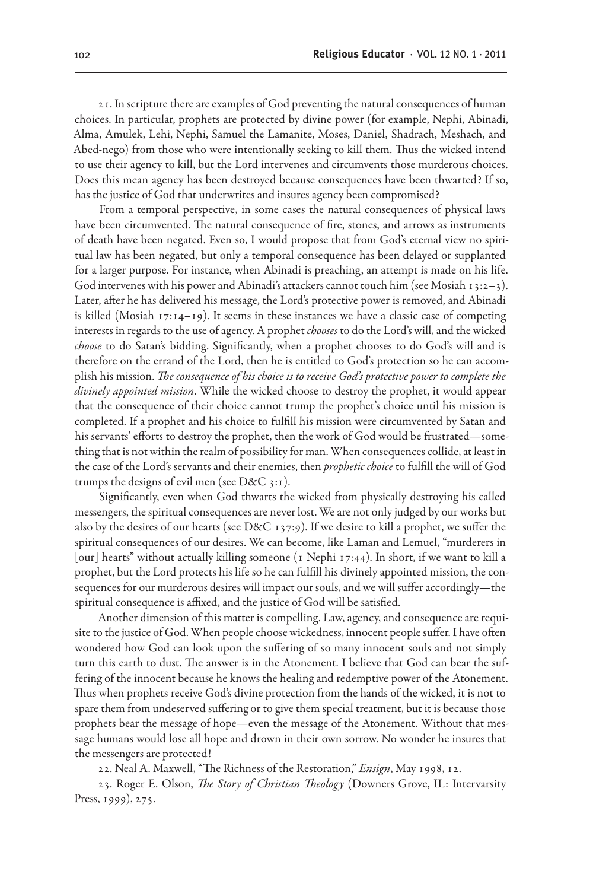21. In scripture there are examples of God preventing the natural consequences of human choices. In particular, prophets are protected by divine power (for example, Nephi, Abinadi, Alma, Amulek, Lehi, Nephi, Samuel the Lamanite, Moses, Daniel, Shadrach, Meshach, and Abed-nego) from those who were intentionally seeking to kill them. Thus the wicked intend to use their agency to kill, but the Lord intervenes and circumvents those murderous choices. Does this mean agency has been destroyed because consequences have been thwarted? If so, has the justice of God that underwrites and insures agency been compromised?

From a temporal perspective, in some cases the natural consequences of physical laws have been circumvented. The natural consequence of fire, stones, and arrows as instruments of death have been negated. Even so, I would propose that from God's eternal view no spiritual law has been negated, but only a temporal consequence has been delayed or supplanted for a larger purpose. For instance, when Abinadi is preaching, an attempt is made on his life. God intervenes with his power and Abinadi's attackers cannot touch him (see Mosiah 13:2–3). Later, after he has delivered his message, the Lord's protective power is removed, and Abinadi is killed (Mosiah 17:14–19). It seems in these instances we have a classic case of competing interests in regards to the use of agency. A prophet *chooses* to do the Lord's will, and the wicked *choose* to do Satan's bidding. Significantly, when a prophet chooses to do God's will and is therefore on the errand of the Lord, then he is entitled to God's protection so he can accomplish his mission. *The consequence of his choice is to receive God's protective power to complete the divinely appointed mission*. While the wicked choose to destroy the prophet, it would appear that the consequence of their choice cannot trump the prophet's choice until his mission is completed. If a prophet and his choice to fulfill his mission were circumvented by Satan and his servants' efforts to destroy the prophet, then the work of God would be frustrated—something that is not within the realm of possibility for man. When consequences collide, at least in the case of the Lord's servants and their enemies, then *prophetic choice* to fulfill the will of God trumps the designs of evil men (see D&C 3:1).

Significantly, even when God thwarts the wicked from physically destroying his called messengers, the spiritual consequences are never lost. We are not only judged by our works but also by the desires of our hearts (see D&C 137:9). If we desire to kill a prophet, we suffer the spiritual consequences of our desires. We can become, like Laman and Lemuel, "murderers in [our] hearts" without actually killing someone (1 Nephi 17:44). In short, if we want to kill a prophet, but the Lord protects his life so he can fulfill his divinely appointed mission, the consequences for our murderous desires will impact our souls, and we will suffer accordingly—the spiritual consequence is affixed, and the justice of God will be satisfied.

Another dimension of this matter is compelling. Law, agency, and consequence are requisite to the justice of God. When people choose wickedness, innocent people suffer. I have often wondered how God can look upon the suffering of so many innocent souls and not simply turn this earth to dust. The answer is in the Atonement. I believe that God can bear the suffering of the innocent because he knows the healing and redemptive power of the Atonement. Thus when prophets receive God's divine protection from the hands of the wicked, it is not to spare them from undeserved suffering or to give them special treatment, but it is because those prophets bear the message of hope—even the message of the Atonement. Without that message humans would lose all hope and drown in their own sorrow. No wonder he insures that the messengers are protected!

22. Neal A. Maxwell, "The Richness of the Restoration," *Ensign*, May 1998, 12.

23. Roger E. Olson, *The Story of Christian Theology* (Downers Grove, IL: Intervarsity Press, 1999), 275.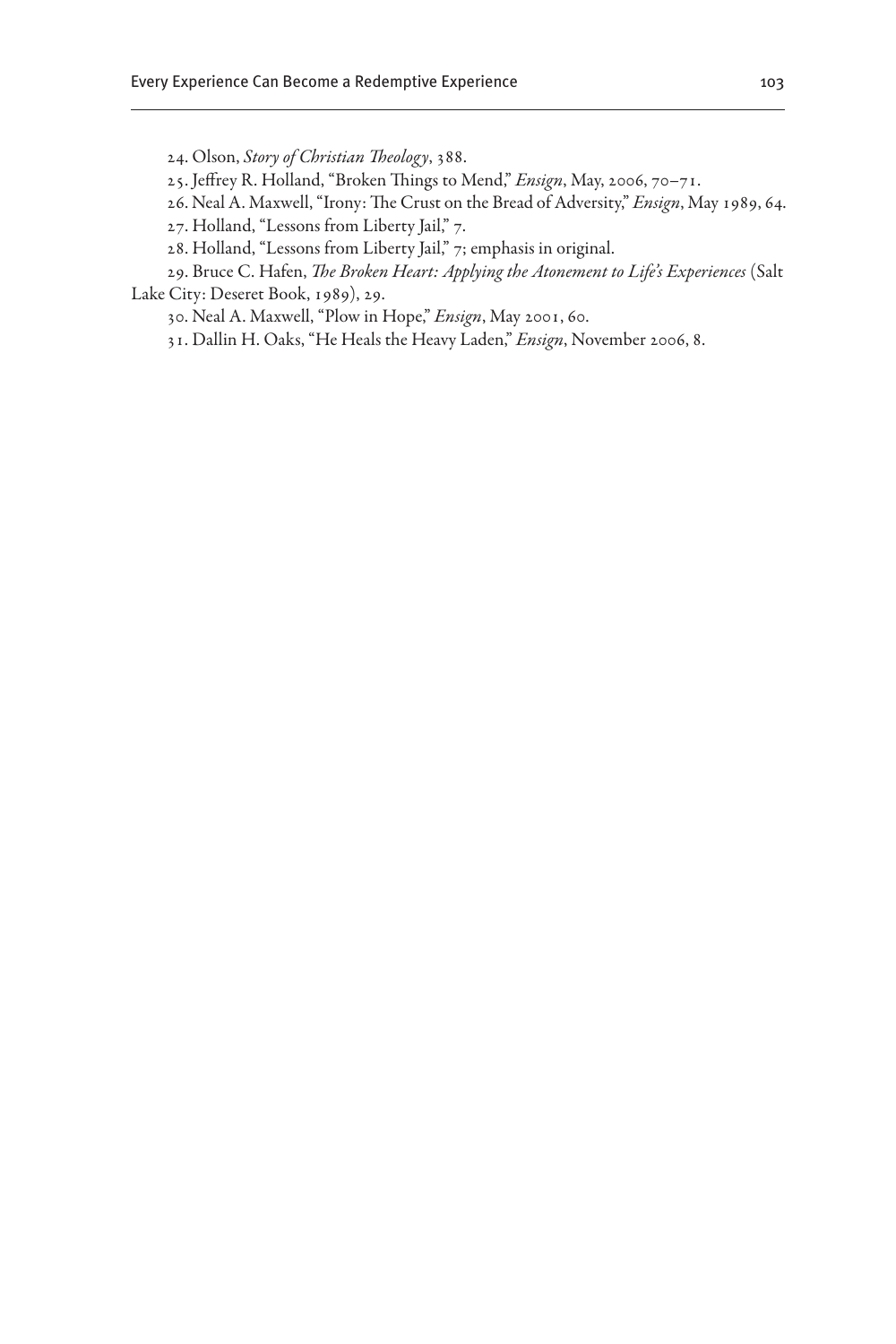24. Olson, *Story of Christian Theology*, 388.

25. Jeffrey R. Holland, "Broken Things to Mend," *Ensign*, May, 2006, 70–71.

26. Neal A. Maxwell, "Irony: The Crust on the Bread of Adversity," *Ensign*, May 1989, 64.

27. Holland, "Lessons from Liberty Jail," 7.

28. Holland, "Lessons from Liberty Jail," 7; emphasis in original.

29. Bruce C. Hafen, *The Broken Heart: Applying the Atonement to Life's Experiences* (Salt Lake City: Deseret Book, 1989), 29.

30. Neal A. Maxwell, "Plow in Hope," *Ensign*, May 2001, 60.

31. Dallin H. Oaks, "He Heals the Heavy Laden," *Ensign*, November 2006, 8.